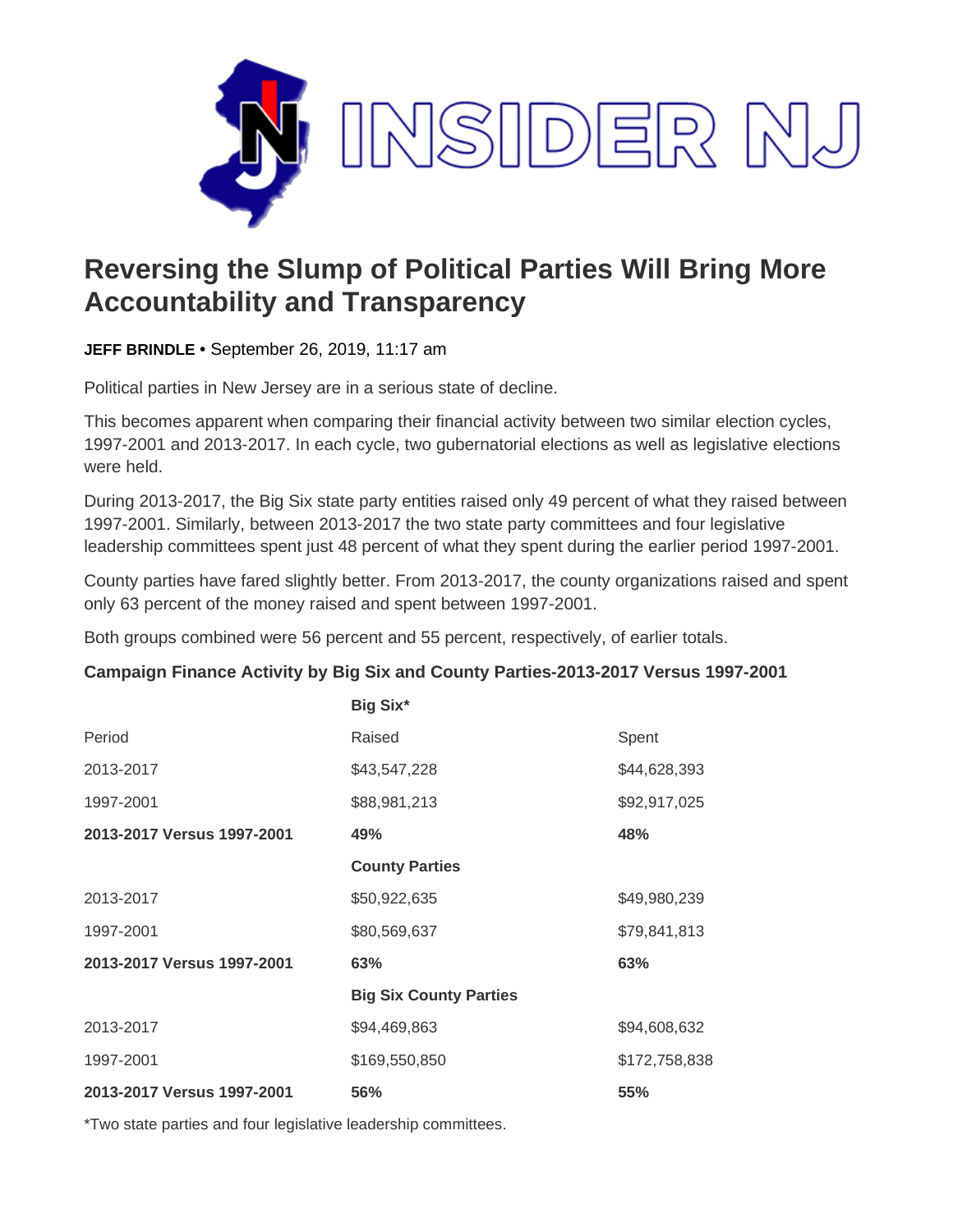# Reversing the Slump of Political Parties Will Bring More Accountability and Transparency

**JEFF BRINDLE** • September 26, 2019, 11:17 am

Political parties in New Jersey are in a serious state of decline.

This becomes apparent when comparing their financial activity between two similar election cycles, 1997-2001 and 2013-2017. In each cycle, two gubernatorial elections as well as legislative elections were held.

During 2013-2017, the Big Six state party entities raised only 49 percent of what they raised between 1997-2001. Similarly, between 2013-2017 the two state party committees and four legislative leadership committees spent just 48 percent of what they spent during the earlier period 1997-2001.

County parties have fared slightly better. From 2013-2017, the county organizations raised and spent only 63 percent of the money raised and spent between 1997-2001.

Both groups combined were 56 percent and 55 percent, respectively, of earlier totals.

**Campaign Finance Activity by Big Six and County Parties-2013-2017 Versus 1997-2001**

| | **Big Six*** | |
|---|---|---|
| Period | Raised | Spent |
| 2013-2017 | $43,547,228 | $44,628,393 |
| 1997-2001 | $88,981,213 | $92,917,025 |
| **2013-2017 Versus 1997-2001** | **49%** | **48%** |
| | **County Parties** | |
| 2013-2017 | $50,922,635 | $49,980,239 |
| 1997-2001 | $80,569,637 | $79,841,813 |
| **2013-2017 Versus 1997-2001** | **63%** | **63%** |
| | **Big Six County Parties** | |
| 2013-2017 | $94,469,863 | $94,608,632 |
| 1997-2001 | $169,550,850 | $172,758,838 |
| **2013-2017 Versus 1997-2001** | **56%** | **55%** |

*Two state parties and four legislative leadership committees.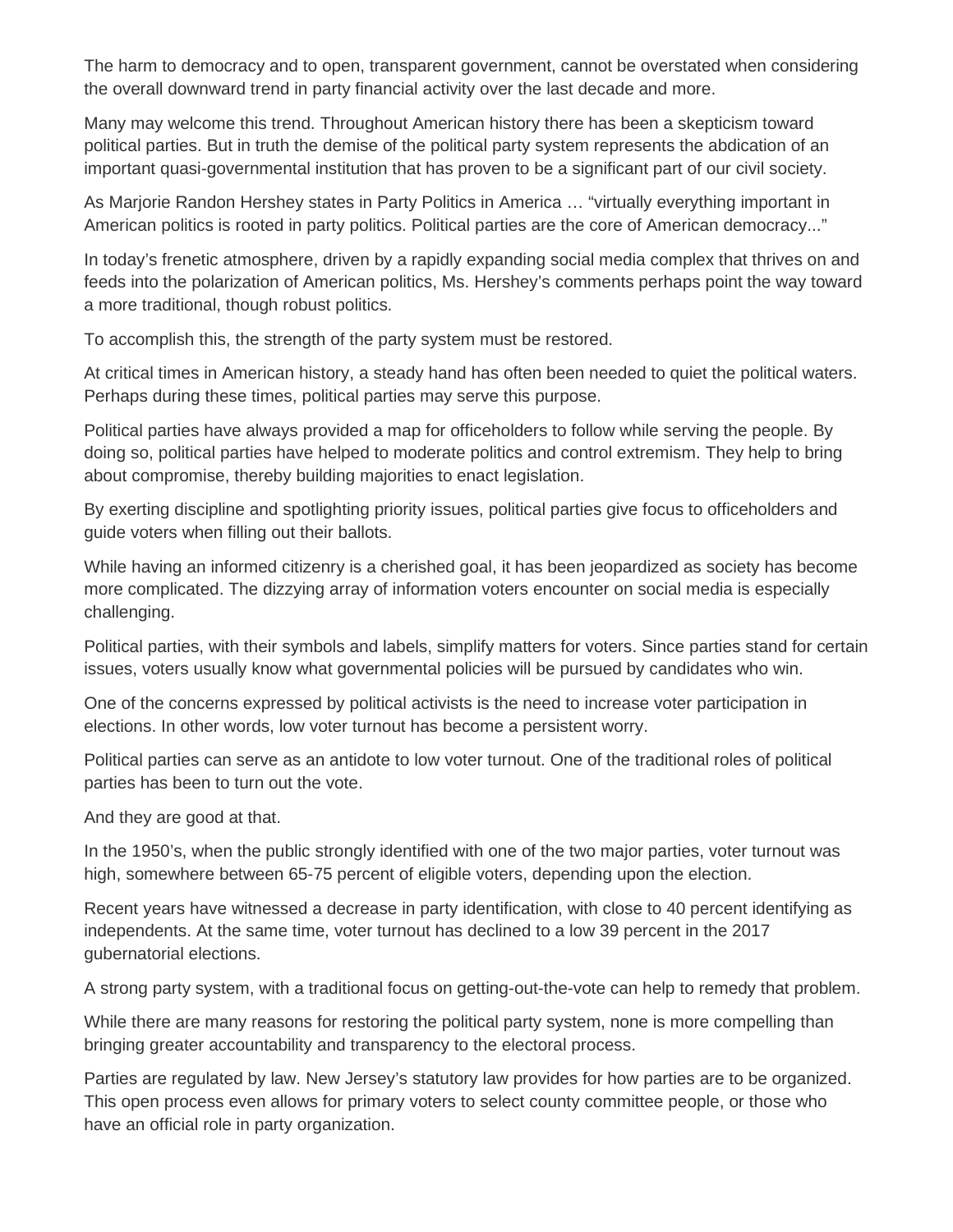The harm to democracy and to open, transparent government, cannot be overstated when considering the overall downward trend in party financial activity over the last decade and more.

Many may welcome this trend. Throughout American history there has been a skepticism toward political parties. But in truth the demise of the political party system represents the abdication of an important quasi-governmental institution that has proven to be a significant part of our civil society.

As Marjorie Randon Hershey states in Party Politics in America … "virtually everything important in American politics is rooted in party politics. Political parties are the core of American democracy..."

In today's frenetic atmosphere, driven by a rapidly expanding social media complex that thrives on and feeds into the polarization of American politics, Ms. Hershey's comments perhaps point the way toward a more traditional, though robust politics.

To accomplish this, the strength of the party system must be restored.

At critical times in American history, a steady hand has often been needed to quiet the political waters. Perhaps during these times, political parties may serve this purpose.

Political parties have always provided a map for officeholders to follow while serving the people. By doing so, political parties have helped to moderate politics and control extremism. They help to bring about compromise, thereby building majorities to enact legislation.

By exerting discipline and spotlighting priority issues, political parties give focus to officeholders and guide voters when filling out their ballots.

While having an informed citizenry is a cherished goal, it has been jeopardized as society has become more complicated. The dizzying array of information voters encounter on social media is especially challenging.

Political parties, with their symbols and labels, simplify matters for voters. Since parties stand for certain issues, voters usually know what governmental policies will be pursued by candidates who win.

One of the concerns expressed by political activists is the need to increase voter participation in elections. In other words, low voter turnout has become a persistent worry.

Political parties can serve as an antidote to low voter turnout. One of the traditional roles of political parties has been to turn out the vote.

And they are good at that.

In the 1950's, when the public strongly identified with one of the two major parties, voter turnout was high, somewhere between 65-75 percent of eligible voters, depending upon the election.

Recent years have witnessed a decrease in party identification, with close to 40 percent identifying as independents. At the same time, voter turnout has declined to a low 39 percent in the 2017 gubernatorial elections.

A strong party system, with a traditional focus on getting-out-the-vote can help to remedy that problem.

While there are many reasons for restoring the political party system, none is more compelling than bringing greater accountability and transparency to the electoral process.

Parties are regulated by law. New Jersey's statutory law provides for how parties are to be organized. This open process even allows for primary voters to select county committee people, or those who have an official role in party organization.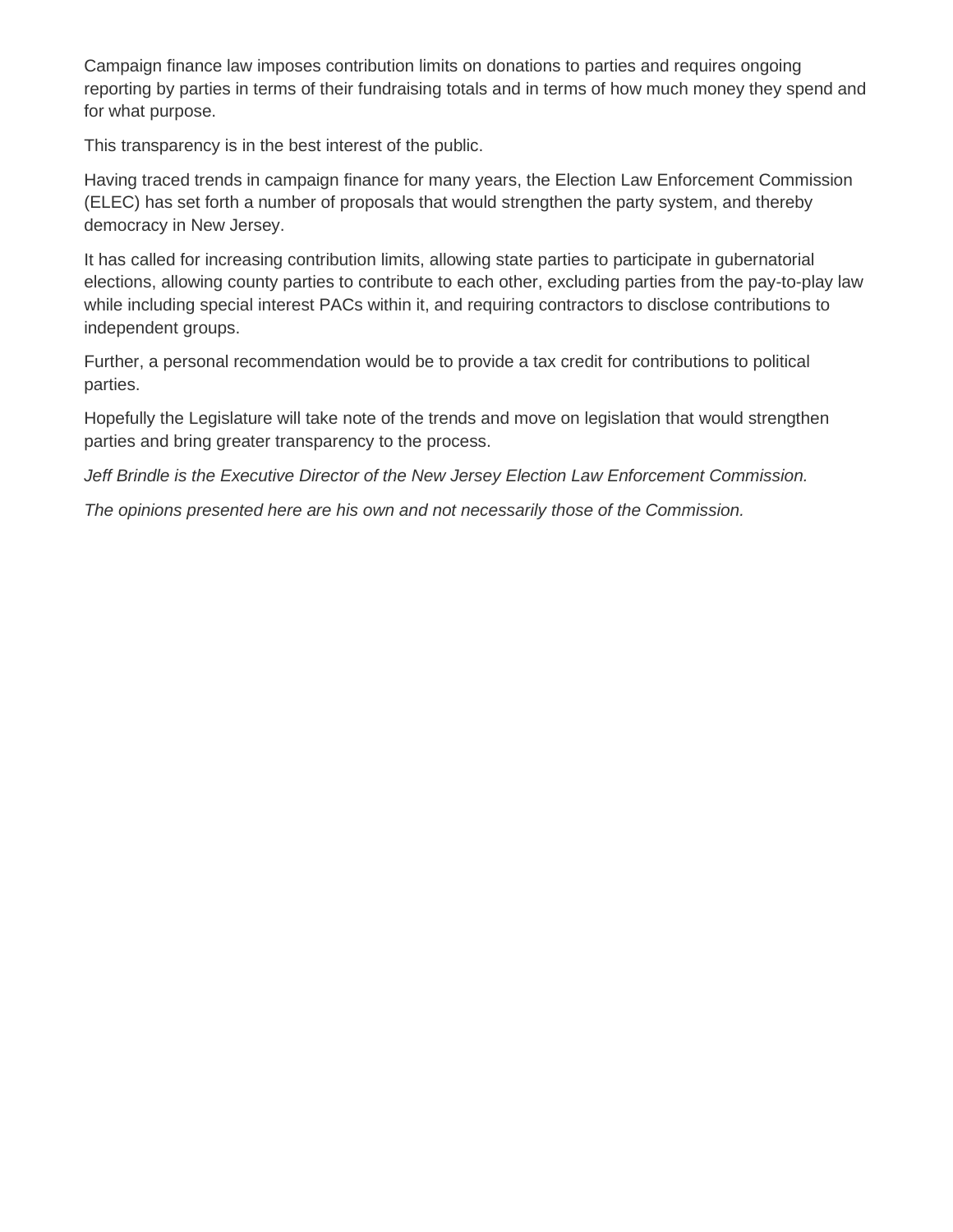Campaign finance law imposes contribution limits on donations to parties and requires ongoing reporting by parties in terms of their fundraising totals and in terms of how much money they spend and for what purpose.

This transparency is in the best interest of the public.

Having traced trends in campaign finance for many years, the Election Law Enforcement Commission (ELEC) has set forth a number of proposals that would strengthen the party system, and thereby democracy in New Jersey.

It has called for increasing contribution limits, allowing state parties to participate in gubernatorial elections, allowing county parties to contribute to each other, excluding parties from the pay-to-play law while including special interest PACs within it, and requiring contractors to disclose contributions to independent groups.

Further, a personal recommendation would be to provide a tax credit for contributions to political parties.

Hopefully the Legislature will take note of the trends and move on legislation that would strengthen parties and bring greater transparency to the process.

*Jeff Brindle is the Executive Director of the New Jersey Election Law Enforcement Commission.*

*The opinions presented here are his own and not necessarily those of the Commission.*